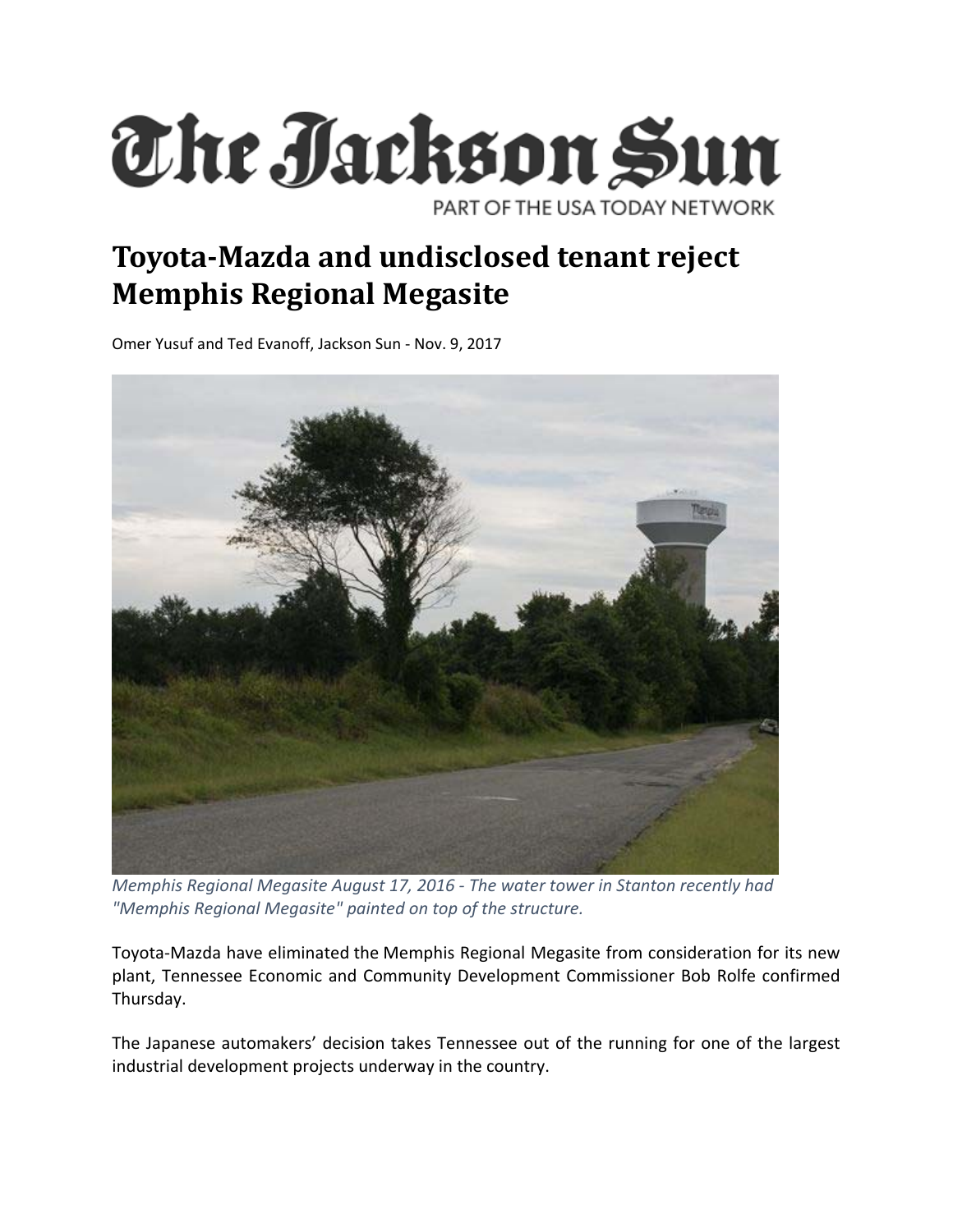# The Jackson Sun

PART OF THE USA TODAY NETWORK

## Toyota-Mazda and undisclosed tenant reject Memphis Regional Megasite

Omer Yusuf and Ted Evanoff, Jackson Sun - Nov. 9, 2017

*Memphis Regional Megasite August 17, 2016 - The water tower in Stanton recently had "Memphis Regional Megasite" painted on top of the structure.*

Toyota-Mazda have eliminated the Memphis Regional Megasite from consideration for its new plant, Tennessee Economic and Community Development Commissioner Bob Rolfe confirmed Thursday.

The Japanese automakers' decision takes Tennessee out of the running for one of the largest industrial development projects underway in the country.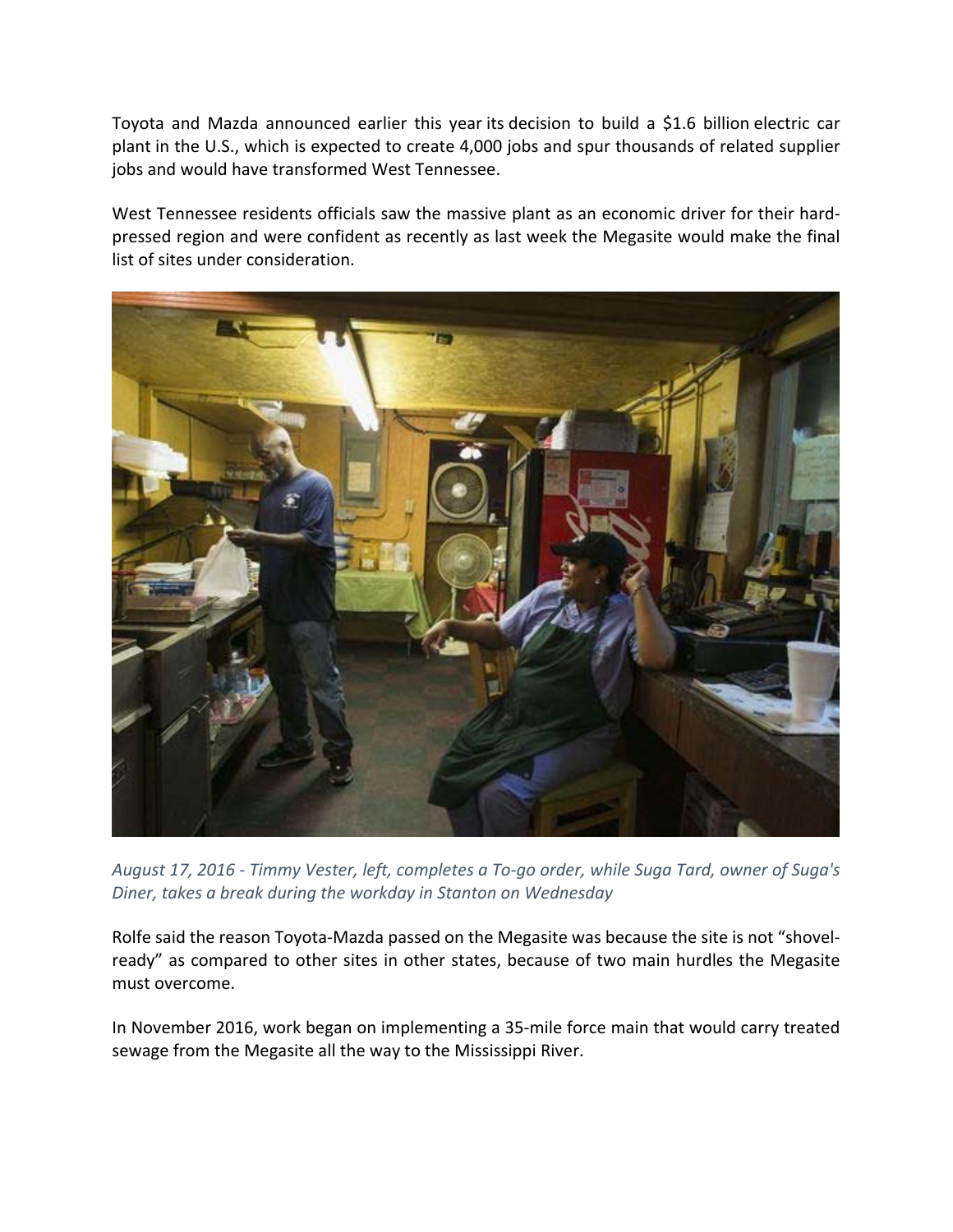Toyota and Mazda announced earlier this year its decision to build a $1.6 billion electric car plant in the U.S., which is expected to create 4,000 jobs and spur thousands of related supplier jobs and would have transformed West Tennessee.

West Tennessee residents officials saw the massive plant as an economic driver for their hard-pressed region and were confident as recently as last week the Megasite would make the final list of sites under consideration.

*August 17, 2016 - Timmy Vester, left, completes a To-go order, while Suga Tard, owner of Suga's Diner, takes a break during the workday in Stanton on Wednesday*

Rolfe said the reason Toyota-Mazda passed on the Megasite was because the site is not "shovel-ready" as compared to other sites in other states, because of two main hurdles the Megasite must overcome.

In November 2016, work began on implementing a 35-mile force main that would carry treated sewage from the Megasite all the way to the Mississippi River.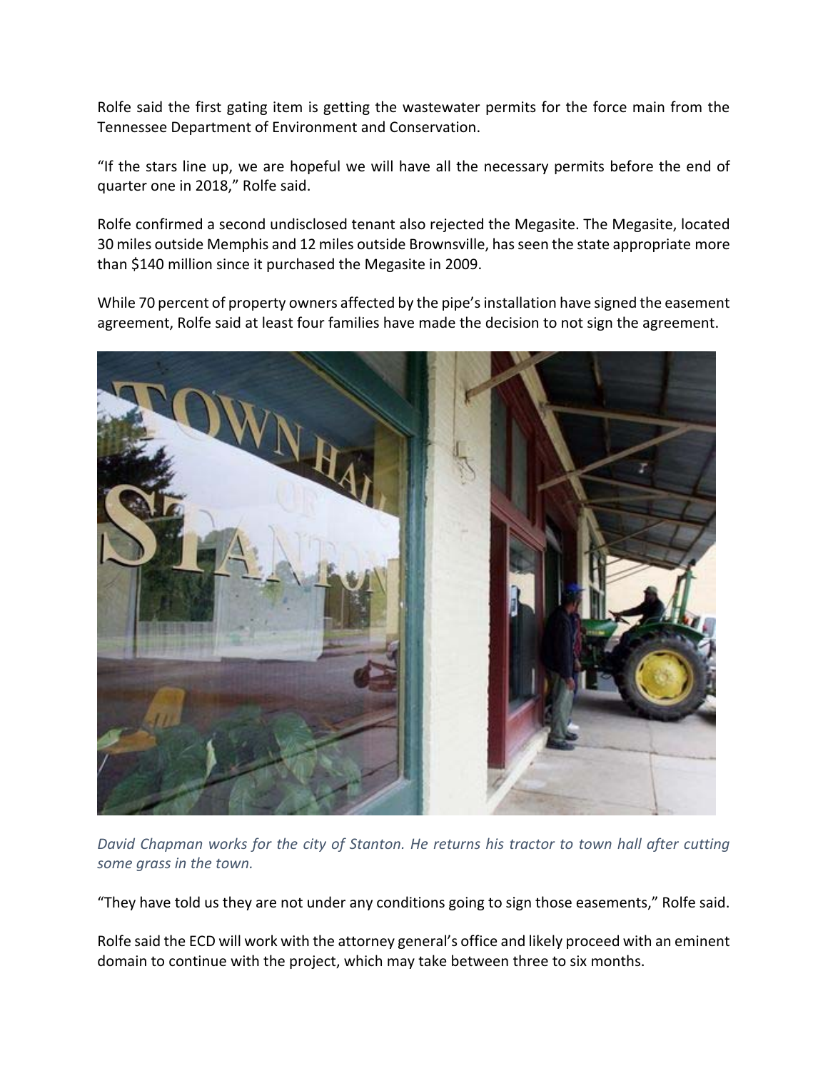Rolfe said the first gating item is getting the wastewater permits for the force main from the Tennessee Department of Environment and Conservation.

“If the stars line up, we are hopeful we will have all the necessary permits before the end of quarter one in 2018,” Rolfe said.

Rolfe confirmed a second undisclosed tenant also rejected the Megasite. The Megasite, located 30 miles outside Memphis and 12 miles outside Brownsville, has seen the state appropriate more than $140 million since it purchased the Megasite in 2009.

While 70 percent of property owners affected by the pipe’s installation have signed the easement agreement, Rolfe said at least four families have made the decision to not sign the agreement.

*David Chapman works for the city of Stanton. He returns his tractor to town hall after cutting some grass in the town.*

“They have told us they are not under any conditions going to sign those easements,” Rolfe said.

Rolfe said the ECD will work with the attorney general’s office and likely proceed with an eminent domain to continue with the project, which may take between three to six months.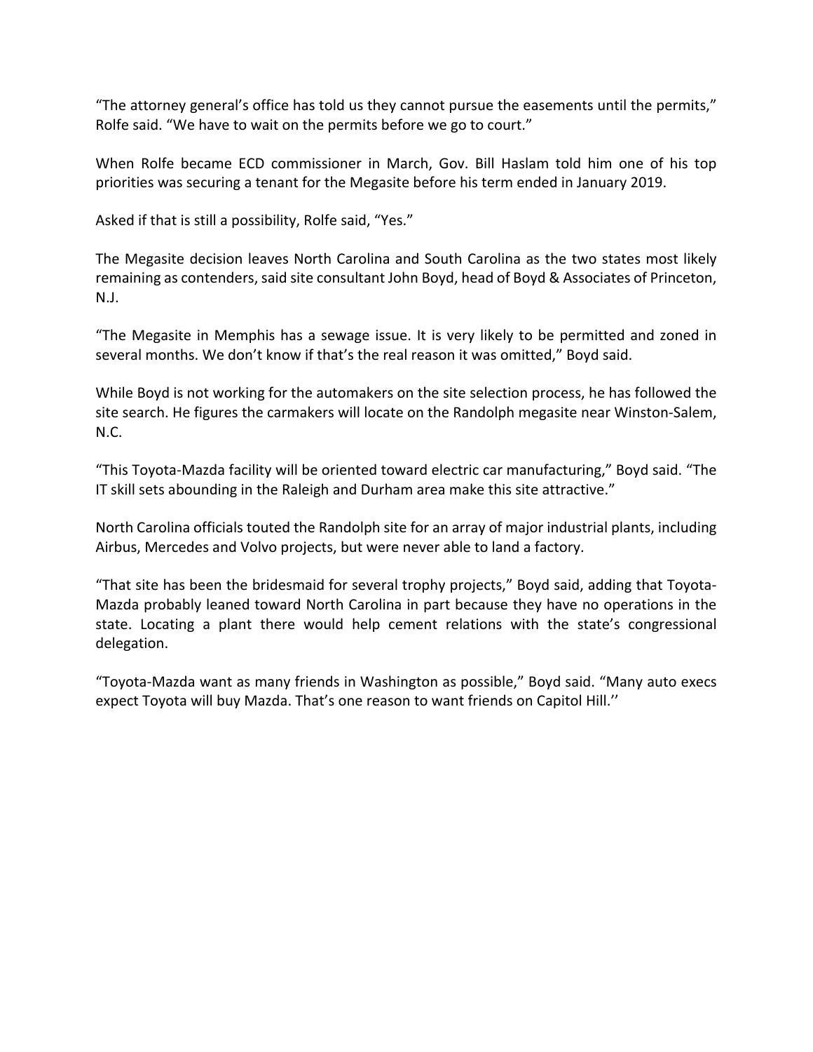"The attorney general's office has told us they cannot pursue the easements until the permits," Rolfe said. "We have to wait on the permits before we go to court."

When Rolfe became ECD commissioner in March, Gov. Bill Haslam told him one of his top priorities was securing a tenant for the Megasite before his term ended in January 2019.

Asked if that is still a possibility, Rolfe said, "Yes."

The Megasite decision leaves North Carolina and South Carolina as the two states most likely remaining as contenders, said site consultant John Boyd, head of Boyd & Associates of Princeton, N.J.

"The Megasite in Memphis has a sewage issue. It is very likely to be permitted and zoned in several months. We don't know if that's the real reason it was omitted," Boyd said.

While Boyd is not working for the automakers on the site selection process, he has followed the site search. He figures the carmakers will locate on the Randolph megasite near Winston-Salem, N.C.

"This Toyota-Mazda facility will be oriented toward electric car manufacturing," Boyd said. "The IT skill sets abounding in the Raleigh and Durham area make this site attractive."

North Carolina officials touted the Randolph site for an array of major industrial plants, including Airbus, Mercedes and Volvo projects, but were never able to land a factory.

"That site has been the bridesmaid for several trophy projects," Boyd said, adding that Toyota-Mazda probably leaned toward North Carolina in part because they have no operations in the state. Locating a plant there would help cement relations with the state's congressional delegation.

"Toyota-Mazda want as many friends in Washington as possible," Boyd said. "Many auto execs expect Toyota will buy Mazda. That's one reason to want friends on Capitol Hill.''